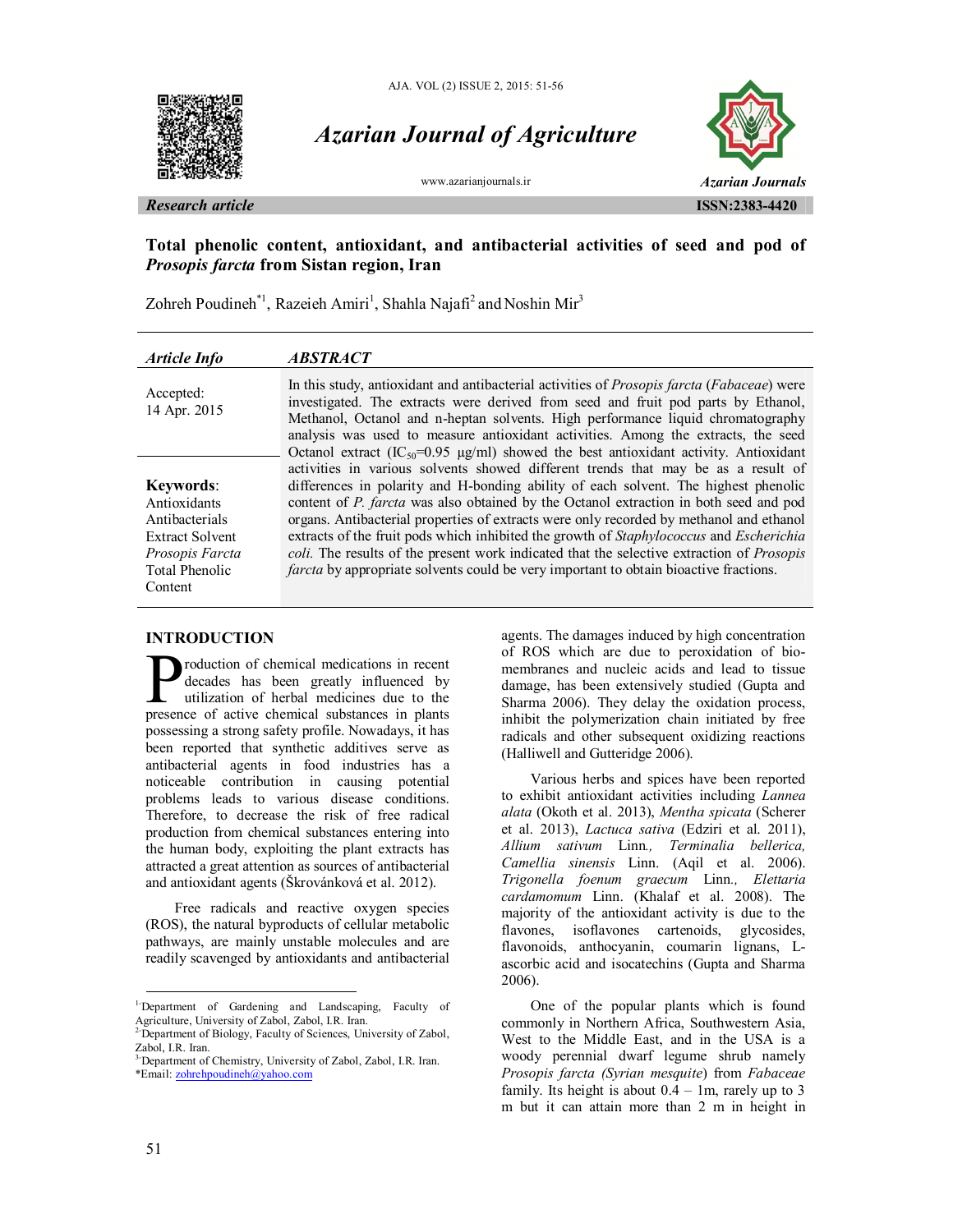Azarian Journal of Agriculture

www.azarianjournals.ir

Azarian Journals

*Research article*

ISSN:2383-4420

# Total phenolic content, antioxidant, and antibacterial activities of seed and pod of *Prosopis farcta* from Sistan region, Iran

Zohreh Poudineh[*1], Razeieh Amiri[1], Shahla Najafi[2] and Noshin Mir[3]

| *Article Info* | *ABSTRACT* |
|---|---|
| Accepted: 14 Apr. 2015 | In this study, antioxidant and antibacterial activities of *Prosopis farcta* (*Fabaceae*) were investigated. The extracts were derived from seed and fruit pod parts by Ethanol, Methanol, Octanol and n-heptan solvents. High performance liquid chromatography analysis was used to measure antioxidant activities. Among the extracts, the seed Octanol extract ($IC_{50}$=0.95 µg/ml) showed the best antioxidant activity. Antioxidant activities in various solvents showed different trends that may be as a result of differences in polarity and H-bonding ability of each solvent. The highest phenolic content of *P. farcta* was also obtained by the Octanol extraction in both seed and pod organs. Antibacterial properties of extracts were only recorded by methanol and ethanol extracts of the fruit pods which inhibited the growth of *Staphylococcus* and *Escherichia coli.* The results of the present work indicated that the selective extraction of *Prosopis farcta* by appropriate solvents could be very important to obtain bioactive fractions. |
| **Keywords**: Antioxidants, Antibacterials, Extract Solvent, *Prosopis Farcta*, Total Phenolic Content | |

## INTRODUCTION

Production of chemical medications in recent decades has been greatly influenced by utilization of herbal medicines due to the presence of active chemical substances in plants possessing a strong safety profile. Nowadays, it has been reported that synthetic additives serve as antibacterial agents in food industries has a noticeable contribution in causing potential problems leads to various disease conditions. Therefore, to decrease the risk of free radical production from chemical substances entering into the human body, exploiting the plant extracts has attracted a great attention as sources of antibacterial and antioxidant agents (Škrovánková et al. 2012).

Free radicals and reactive oxygen species (ROS), the natural byproducts of cellular metabolic pathways, are mainly unstable molecules and are readily scavenged by antioxidants and antibacterial agents. The damages induced by high concentration of ROS which are due to peroxidation of bio-membranes and nucleic acids and lead to tissue damage, has been extensively studied (Gupta and Sharma 2006). They delay the oxidation process, inhibit the polymerization chain initiated by free radicals and other subsequent oxidizing reactions (Halliwell and Gutteridge 2006).

Various herbs and spices have been reported to exhibit antioxidant activities including *Lannea alata* (Okoth et al. 2013), *Mentha spicata* (Scherer et al. 2013), *Lactuca sativa* (Edziri et al. 2011), *Allium sativum* Linn*.*, *Terminalia bellerica, Camellia sinensis* Linn. (Aqil et al. 2006). *Trigonella foenum graecum* Linn*.*, *Elettaria cardamomum* Linn. (Khalaf et al. 2008). The majority of the antioxidant activity is due to the flavones, isoflavones cartenoids, glycosides, flavonoids, anthocyanin, coumarin lignans, L-ascorbic acid and isocatechins (Gupta and Sharma 2006).

One of the popular plants which is found commonly in Northern Africa, Southwestern Asia, West to the Middle East, and in the USA is a woody perennial dwarf legume shrub namely *Prosopis farcta (Syrian mesquite*) from *Fabaceae* family. Its height is about 0.4 – 1m, rarely up to 3 m but it can attain more than 2 m in height in

---

[1] Department of Gardening and Landscaping, Faculty of Agriculture, University of Zabol, Zabol, I.R. Iran.
[2] Department of Biology, Faculty of Sciences, University of Zabol, Zabol, I.R. Iran.
[3] Department of Chemistry, University of Zabol, Zabol, I.R. Iran.
*Email: zohrehpoudineh@yahoo.com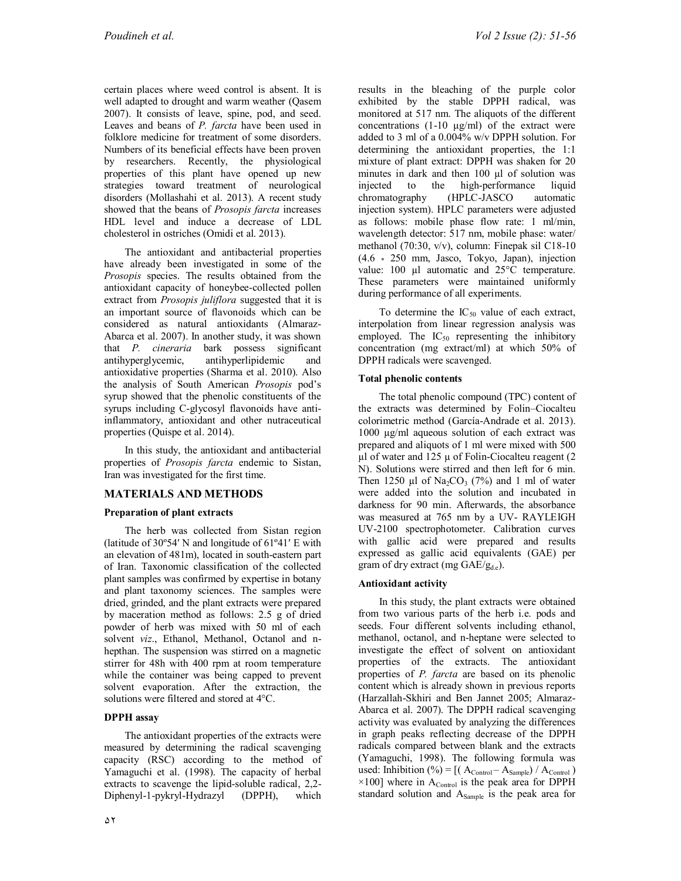certain places where weed control is absent. It is well adapted to drought and warm weather (Qasem 2007). It consists of leave, spine, pod, and seed. Leaves and beans of *P. farcta* have been used in folklore medicine for treatment of some disorders. Numbers of its beneficial effects have been proven by researchers. Recently, the physiological properties of this plant have opened up new strategies toward treatment of neurological disorders (Mollashahi et al. 2013). A recent study showed that the beans of *Prosopis farcta* increases HDL level and induce a decrease of LDL cholesterol in ostriches (Omidi et al. 2013).

The antioxidant and antibacterial properties have already been investigated in some of the *Prosopis* species. The results obtained from the antioxidant capacity of honeybee-collected pollen extract from *Prosopis juliflora* suggested that it is an important source of flavonoids which can be considered as natural antioxidants (Almaraz-Abarca et al. 2007). In another study, it was shown that *P. cineraria* bark possess significant antihyperglycemic, antihyperlipidemic and antioxidative properties (Sharma et al. 2010). Also the analysis of South American *Prosopis* pod's syrup showed that the phenolic constituents of the syrups including C-glycosyl flavonoids have anti-inflammatory, antioxidant and other nutraceutical properties (Quispe et al. 2014).

In this study, the antioxidant and antibacterial properties of *Prosopis farcta* endemic to Sistan, Iran was investigated for the first time.

## MATERIALS AND METHODS

### Preparation of plant extracts

The herb was collected from Sistan region (latitude of 30º54′ N and longitude of 61º41′ E with an elevation of 481m), located in south-eastern part of Iran. Taxonomic classification of the collected plant samples was confirmed by expertise in botany and plant taxonomy sciences. The samples were dried, grinded, and the plant extracts were prepared by maceration method as follows: 2.5 g of dried powder of herb was mixed with 50 ml of each solvent *viz*., Ethanol, Methanol, Octanol and n-hepthan. The suspension was stirred on a magnetic stirrer for 48h with 400 rpm at room temperature while the container was being capped to prevent solvent evaporation. After the extraction, the solutions were filtered and stored at 4°C.

### DPPH assay

The antioxidant properties of the extracts were measured by determining the radical scavenging capacity (RSC) according to the method of Yamaguchi et al. (1998). The capacity of herbal extracts to scavenge the lipid-soluble radical, 2,2-Diphenyl-1-pykryl-Hydrazyl (DPPH), which results in the bleaching of the purple color exhibited by the stable DPPH radical, was monitored at 517 nm. The aliquots of the different concentrations (1-10 µg/ml) of the extract were added to 3 ml of a 0.004% w/v DPPH solution. For determining the antioxidant properties, the 1:1 mixture of plant extract: DPPH was shaken for 20 minutes in dark and then 100 µl of solution was injected to the high-performance liquid chromatography (HPLC-JASCO automatic injection system). HPLC parameters were adjusted as follows: mobile phase flow rate: 1 ml/min, wavelength detector: 517 nm, mobile phase: water/methanol (70:30, v/v), column: Finepak sil C18-10 (4.6 * 250 mm, Jasco, Tokyo, Japan), injection value: 100 µl automatic and 25°C temperature. These parameters were maintained uniformly during performance of all experiments.

To determine the $IC_{50}$ value of each extract, interpolation from linear regression analysis was employed. The $IC_{50}$ representing the inhibitory concentration (mg extract/ml) at which 50% of DPPH radicals were scavenged.

### Total phenolic contents

The total phenolic compound (TPC) content of the extracts was determined by Folin–Ciocalteu colorimetric method (García-Andrade et al. 2013). 1000 µg/ml aqueous solution of each extract was prepared and aliquots of 1 ml were mixed with 500 µl of water and 125 µ of Folin-Ciocalteu reagent (2 N). Solutions were stirred and then left for 6 min. Then 1250 µl of $Na_2CO_3$ (7%) and 1 ml of water were added into the solution and incubated in darkness for 90 min. Afterwards, the absorbance was measured at 765 nm by a UV- RAYLEIGH UV-2100 spectrophotometer. Calibration curves with gallic acid were prepared and results expressed as gallic acid equivalents (GAE) per gram of dry extract (mg GAE/$g_{d.e}$).

### Antioxidant activity

In this study, the plant extracts were obtained from two various parts of the herb i.e. pods and seeds. Four different solvents including ethanol, methanol, octanol, and n-heptane were selected to investigate the effect of solvent on antioxidant properties of the extracts. The antioxidant properties of *P. farcta* are based on its phenolic content which is already shown in previous reports (Harzallah-Skhiri and Ben Jannet 2005; Almaraz-Abarca et al. 2007). The DPPH radical scavenging activity was evaluated by analyzing the differences in graph peaks reflecting decrease of the DPPH radicals compared between blank and the extracts (Yamaguchi, 1998). The following formula was used: Inhibition (%) = $[(A_{Control} - A_{Sample}) / A_{Control}) \times 100]$ where in $A_{Control}$ is the peak area for DPPH standard solution and $A_{Sample}$ is the peak area for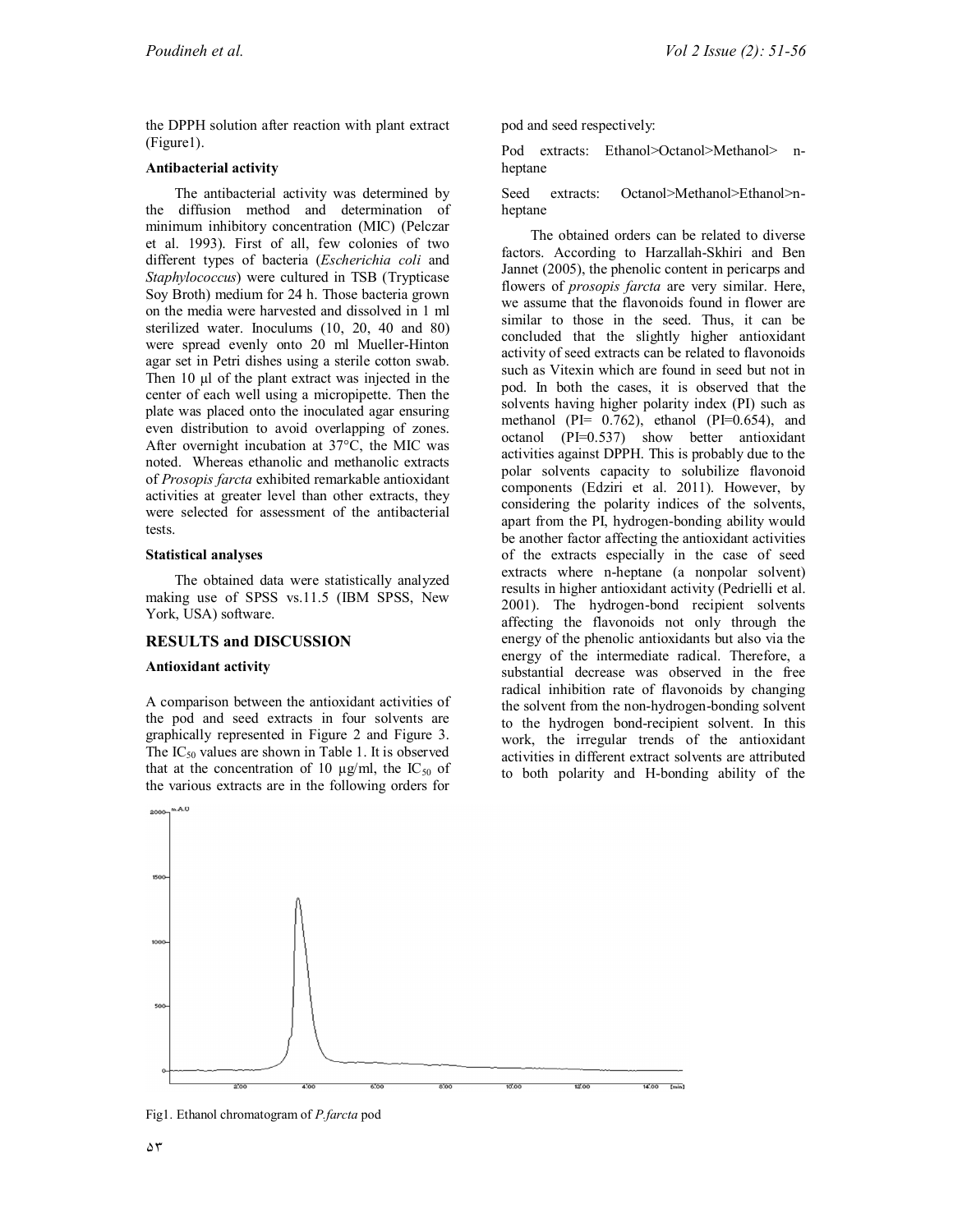the DPPH solution after reaction with plant extract (Figure1).

### Antibacterial activity

The antibacterial activity was determined by the diffusion method and determination of minimum inhibitory concentration (MIC) (Pelczar et al. 1993). First of all, few colonies of two different types of bacteria (*Escherichia coli* and *Staphylococcus*) were cultured in TSB (Trypticase Soy Broth) medium for 24 h. Those bacteria grown on the media were harvested and dissolved in 1 ml sterilized water. Inoculums (10, 20, 40 and 80) were spread evenly onto 20 ml Mueller-Hinton agar set in Petri dishes using a sterile cotton swab. Then 10 µl of the plant extract was injected in the center of each well using a micropipette. Then the plate was placed onto the inoculated agar ensuring even distribution to avoid overlapping of zones. After overnight incubation at 37°C, the MIC was noted. Whereas ethanolic and methanolic extracts of *Prosopis farcta* exhibited remarkable antioxidant activities at greater level than other extracts, they were selected for assessment of the antibacterial tests.

### Statistical analyses

The obtained data were statistically analyzed making use of SPSS vs.11.5 (IBM SPSS, New York, USA) software.

## RESULTS and DISCUSSION

### Antioxidant activity

A comparison between the antioxidant activities of the pod and seed extracts in four solvents are graphically represented in Figure 2 and Figure 3. The $IC_{50}$ values are shown in Table 1. It is observed that at the concentration of 10 µg/ml, the $IC_{50}$ of the various extracts are in the following orders for pod and seed respectively:

Pod extracts: Ethanol>Octanol>Methanol> n-heptane

Seed extracts: Octanol>Methanol>Ethanol>n-heptane

The obtained orders can be related to diverse factors. According to Harzallah-Skhiri and Ben Jannet (2005), the phenolic content in pericarps and flowers of *prosopis farcta* are very similar. Here, we assume that the flavonoids found in flower are similar to those in the seed. Thus, it can be concluded that the slightly higher antioxidant activity of seed extracts can be related to flavonoids such as Vitexin which are found in seed but not in pod. In both the cases, it is observed that the solvents having higher polarity index (PI) such as methanol (PI= 0.762), ethanol (PI=0.654), and octanol (PI=0.537) show better antioxidant activities against DPPH. This is probably due to the polar solvents capacity to solubilize flavonoid components (Edziri et al. 2011). However, by considering the polarity indices of the solvents, apart from the PI, hydrogen-bonding ability would be another factor affecting the antioxidant activities of the extracts especially in the case of seed extracts where n-heptane (a nonpolar solvent) results in higher antioxidant activity (Pedrielli et al. 2001). The hydrogen-bond recipient solvents affecting the flavonoids not only through the energy of the phenolic antioxidants but also via the energy of the intermediate radical. Therefore, a substantial decrease was observed in the free radical inhibition rate of flavonoids by changing the solvent from the non-hydrogen-bonding solvent to the hydrogen bond-recipient solvent. In this work, the irregular trends of the antioxidant activities in different extract solvents are attributed to both polarity and H-bonding ability of the

Fig1. Ethanol chromatogram of *P.farcta* pod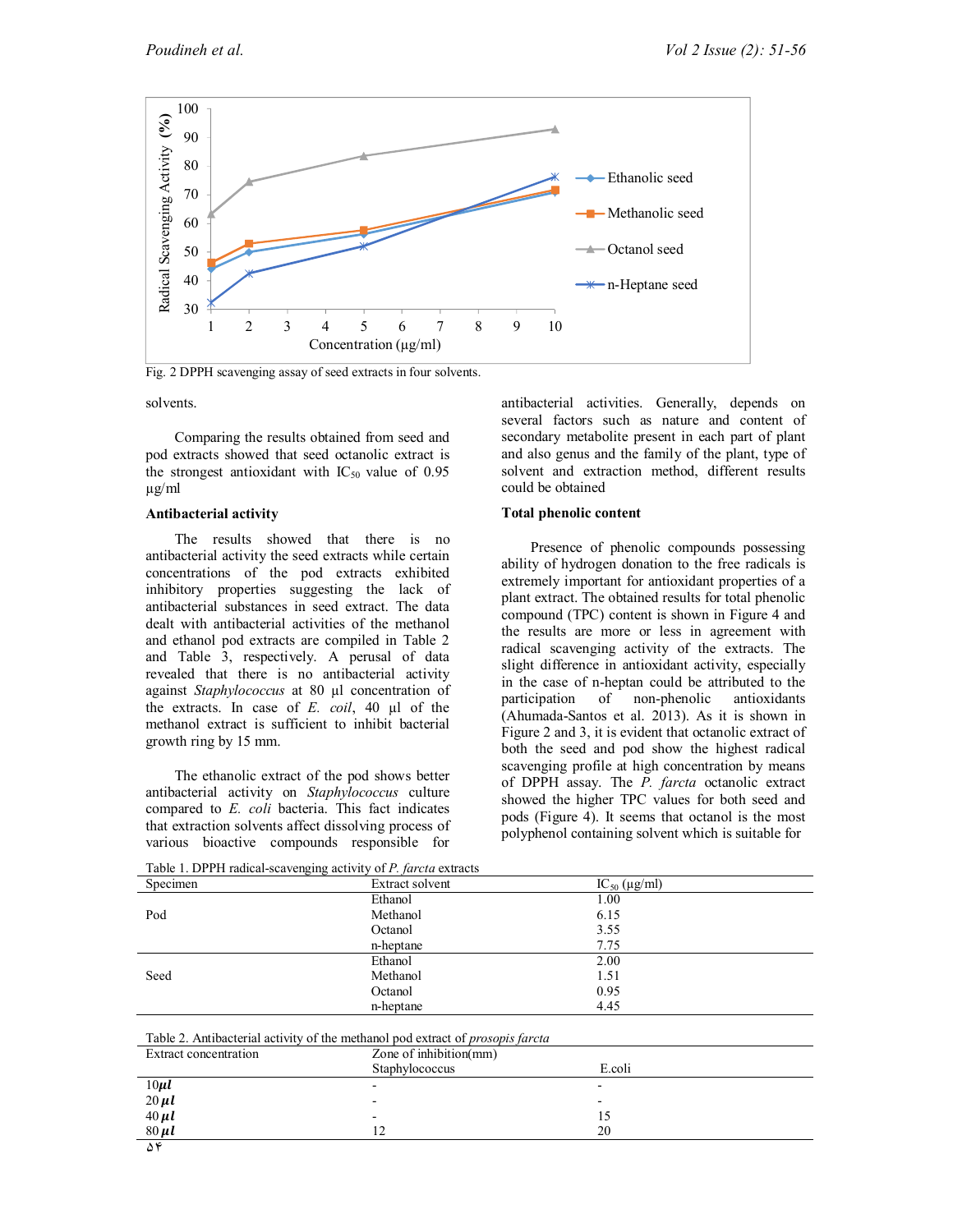Fig. 2 DPPH scavenging assay of seed extracts in four solvents.

solvents.

Comparing the results obtained from seed and pod extracts showed that seed octanolic extract is the strongest antioxidant with $IC_{50}$ value of 0.95 µg/ml

**Antibacterial activity**

The results showed that there is no antibacterial activity the seed extracts while certain concentrations of the pod extracts exhibited inhibitory properties suggesting the lack of antibacterial substances in seed extract. The data dealt with antibacterial activities of the methanol and ethanol pod extracts are compiled in Table 2 and Table 3, respectively. A perusal of data revealed that there is no antibacterial activity against *Staphylococcus* at 80 µl concentration of the extracts. In case of *E. coil*, 40 µl of the methanol extract is sufficient to inhibit bacterial growth ring by 15 mm.

The ethanolic extract of the pod shows better antibacterial activity on *Staphylococcus* culture compared to *E. coli* bacteria. This fact indicates that extraction solvents affect dissolving process of various bioactive compounds responsible for antibacterial activities. Generally, depends on several factors such as nature and content of secondary metabolite present in each part of plant and also genus and the family of the plant, type of solvent and extraction method, different results could be obtained

**Total phenolic content**

Presence of phenolic compounds possessing ability of hydrogen donation to the free radicals is extremely important for antioxidant properties of a plant extract. The obtained results for total phenolic compound (TPC) content is shown in Figure 4 and the results are more or less in agreement with radical scavenging activity of the extracts. The slight difference in antioxidant activity, especially in the case of n-heptan could be attributed to the participation of non-phenolic antioxidants (Ahumada-Santos et al. 2013). As it is shown in Figure 2 and 3, it is evident that octanolic extract of both the seed and pod show the highest radical scavenging profile at high concentration by means of DPPH assay. The *P. farcta* octanolic extract showed the higher TPC values for both seed and pods (Figure 4). It seems that octanol is the most polyphenol containing solvent which is suitable for

Table 1. DPPH radical-scavenging activity of *P. farcta* extracts

| Specimen | Extract solvent | $IC_{50}$ (µg/ml) |
|---|---|---|
| Pod | Ethanol | 1.00 |
| | Methanol | 6.15 |
| | Octanol | 3.55 |
| | n-heptane | 7.75 |
| Seed | Ethanol | 2.00 |
| | Methanol | 1.51 |
| | Octanol | 0.95 |
| | n-heptane | 4.45 |

Table 2. Antibacterial activity of the methanol pod extract of *prosopis farcta*

| Extract concentration | Zone of inhibition(mm) | |
|---|---|---|
| | Staphylococcus | E.coli |
| 10 $\mu l$ | - | - |
| 20 $\mu l$ | - | - |
| 40 $\mu l$ | - | 15 |
| 80 $\mu l$ | 12 | 20 |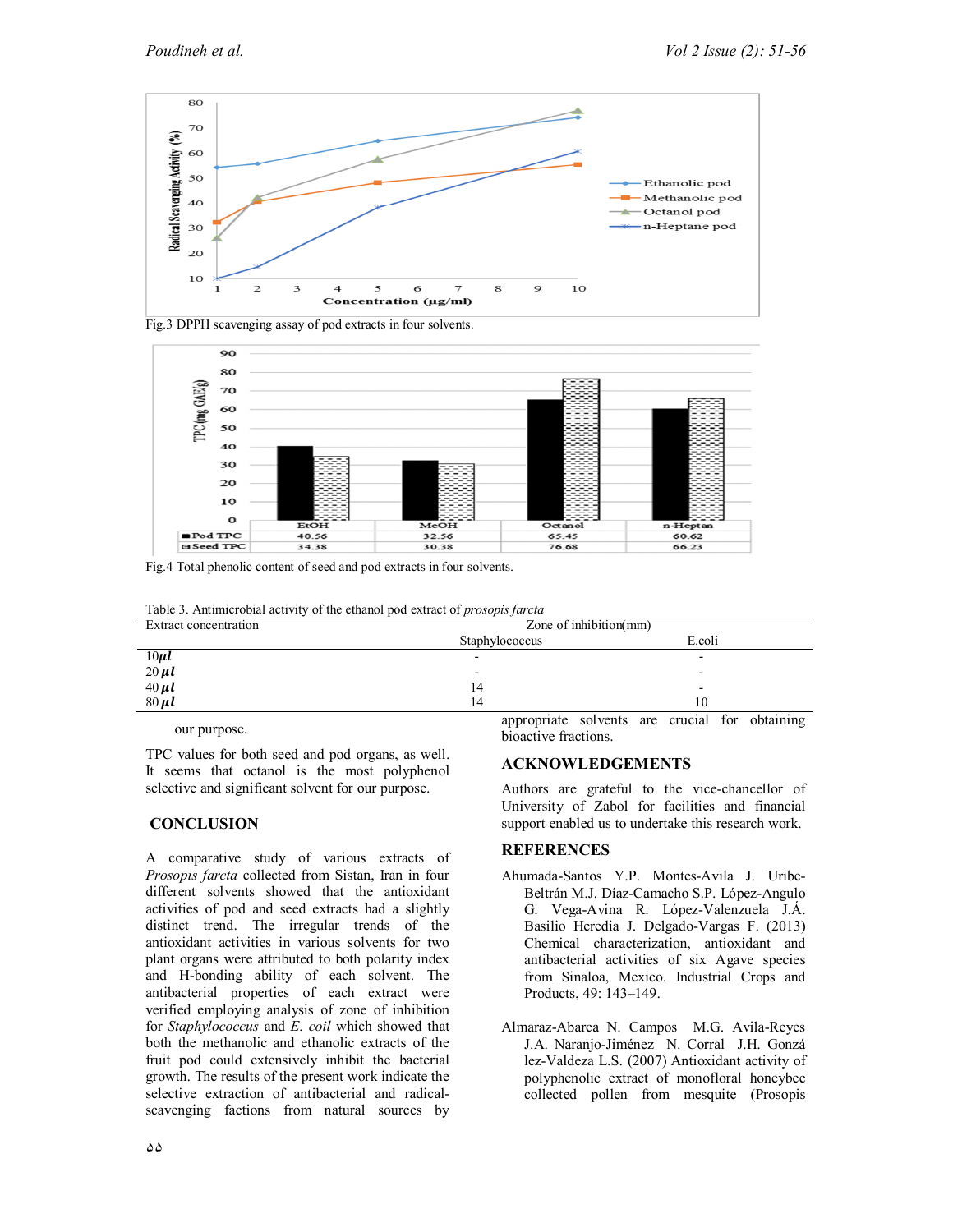Fig.3 DPPH scavenging assay of pod extracts in four solvents.

|  | EtOH | MeOH | Octanol | n-Heptan |
|---|---|---|---|---|
| Pod TPC | 40.56 | 32.56 | 65.45 | 60.62 |
| Seed TPC | 34.38 | 30.38 | 76.68 | 66.23 |

Fig.4 Total phenolic content of seed and pod extracts in four solvents.

Table 3. Antimicrobial activity of the ethanol pod extract of *prosopis farcta*

| Extract concentration | Zone of inhibition(mm) | |
|---|---|---|
| | Staphylococcus | E.coli |
| 10 $\mu l$ | - | - |
| 20 $\mu l$ | - | - |
| 40 $\mu l$ | 14 | - |
| 80 $\mu l$ | 14 | 10 |

our purpose.

TPC values for both seed and pod organs, as well. It seems that octanol is the most polyphenol selective and significant solvent for our purpose.

## CONCLUSION

A comparative study of various extracts of *Prosopis farcta* collected from Sistan, Iran in four different solvents showed that the antioxidant activities of pod and seed extracts had a slightly distinct trend. The irregular trends of the antioxidant activities in various solvents for two plant organs were attributed to both polarity index and H-bonding ability of each solvent. The antibacterial properties of each extract were verified employing analysis of zone of inhibition for *Staphylococcus* and *E. coil* which showed that both the methanolic and ethanolic extracts of the fruit pod could extensively inhibit the bacterial growth. The results of the present work indicate the selective extraction of antibacterial and radical-scavenging factions from natural sources by appropriate solvents are crucial for obtaining bioactive fractions.

## ACKNOWLEDGEMENTS

Authors are grateful to the vice-chancellor of University of Zabol for facilities and financial support enabled us to undertake this research work.

## REFERENCES

Ahumada-Santos Y.P. Montes-Avila J. Uribe-Beltrán M.J. Díaz-Camacho S.P. López-Angulo G. Vega-Avina R. López-Valenzuela J.Á. Basilio Heredia J. Delgado-Vargas F. (2013) Chemical characterization, antioxidant and antibacterial activities of six Agave species from Sinaloa, Mexico. Industrial Crops and Products, 49: 143–149.

Almaraz-Abarca N. Campos M.G. Avila-Reyes J.A. Naranjo-Jiménez N. Corral J.H. González-Valdeza L.S. (2007) Antioxidant activity of polyphenolic extract of monofloral honeybee collected pollen from mesquite (Prosopis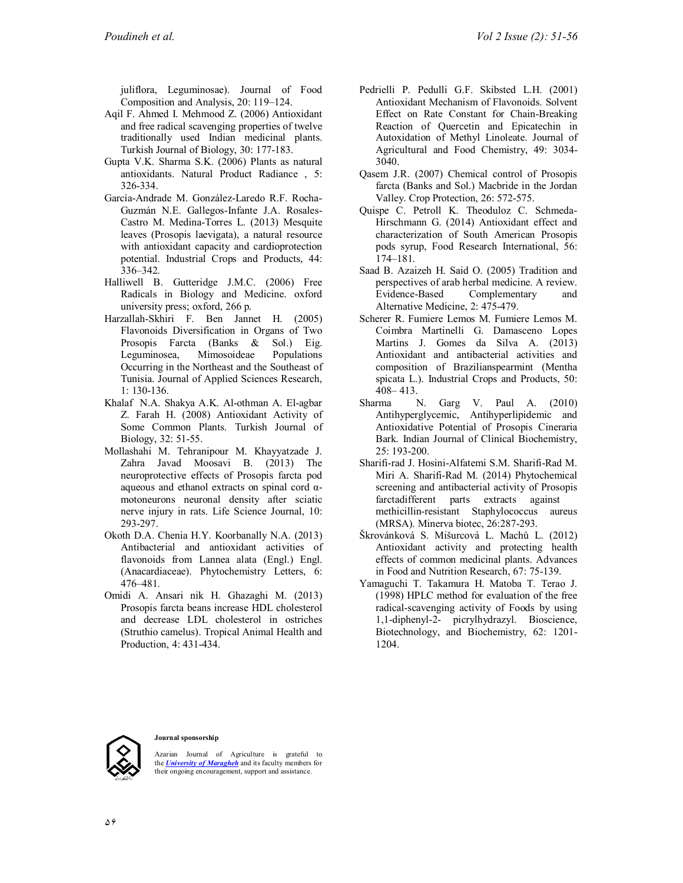juliflora, Leguminosae). Journal of Food Composition and Analysis, 20: 119–124.

Aqil F. Ahmed I. Mehmood Z. (2006) Antioxidant and free radical scavenging properties of twelve traditionally used Indian medicinal plants. Turkish Journal of Biology, 30: 177-183.

Gupta V.K. Sharma S.K. (2006) Plants as natural antioxidants. Natural Product Radiance , 5: 326-334.

García-Andrade M. González-Laredo R.F. Rocha-Guzmán N.E. Gallegos-Infante J.A. Rosales-Castro M. Medina-Torres L. (2013) Mesquite leaves (Prosopis laevigata), a natural resource with antioxidant capacity and cardioprotection potential. Industrial Crops and Products, 44: 336–342.

Halliwell B. Gutteridge J.M.C. (2006) Free Radicals in Biology and Medicine. oxford university press; oxford, 266 p.

Harzallah-Skhiri F. Ben Jannet H. (2005) Flavonoids Diversification in Organs of Two Prosopis Farcta (Banks & Sol.) Eig. Leguminosea, Mimosoideae Populations Occurring in the Northeast and the Southeast of Tunisia. Journal of Applied Sciences Research, 1: 130-136.

Khalaf N.A. Shakya A.K. Al-othman A. El-agbar Z. Farah H. (2008) Antioxidant Activity of Some Common Plants. Turkish Journal of Biology, 32: 51-55.

Mollashahi M. Tehranipour M. Khayyatzade J. Zahra Javad Moosavi B. (2013) The neuroprotective effects of Prosopis farcta pod aqueous and ethanol extracts on spinal cord α-motoneurons neuronal density after sciatic nerve injury in rats. Life Science Journal, 10: 293-297.

Okoth D.A. Chenia H.Y. Koorbanally N.A. (2013) Antibacterial and antioxidant activities of flavonoids from Lannea alata (Engl.) Engl. (Anacardiaceae). Phytochemistry Letters, 6: 476–481.

Omidi A. Ansari nik H. Ghazaghi M. (2013) Prosopis farcta beans increase HDL cholesterol and decrease LDL cholesterol in ostriches (Struthio camelus). Tropical Animal Health and Production, 4: 431-434.

Pedrielli P. Pedulli G.F. Skibsted L.H. (2001) Antioxidant Mechanism of Flavonoids. Solvent Effect on Rate Constant for Chain-Breaking Reaction of Quercetin and Epicatechin in Autoxidation of Methyl Linoleate. Journal of Agricultural and Food Chemistry, 49: 3034-3040.

Qasem J.R. (2007) Chemical control of Prosopis farcta (Banks and Sol.) Macbride in the Jordan Valley. Crop Protection, 26: 572-575.

Quispe C. Petroll K. Theoduloz C. Schmeda-Hirschmann G. (2014) Antioxidant effect and characterization of South American Prosopis pods syrup, Food Research International, 56: 174–181.

Saad B. Azaizeh H. Said O. (2005) Tradition and perspectives of arab herbal medicine. A review. Evidence-Based Complementary and Alternative Medicine, 2: 475-479.

Scherer R. Fumiere Lemos M. Fumiere Lemos M. Coimbra Martinelli G. Damasceno Lopes Martins J. Gomes da Silva A. (2013) Antioxidant and antibacterial activities and composition of Brazilianspearmint (Mentha spicata L.). Industrial Crops and Products, 50: 408– 413.

Sharma N. Garg V. Paul A. (2010) Antihyperglycemic, Antihyperlipidemic and Antioxidative Potential of Prosopis Cineraria Bark. Indian Journal of Clinical Biochemistry, 25: 193-200.

Sharifi-rad J. Hosini-Alfatemi S.M. Sharifi-Rad M. Miri A. Sharifi-Rad M. (2014) Phytochemical screening and antibacterial activity of Prosopis farctadifferent parts extracts against methicillin-resistant Staphylococcus aureus (MRSA). Minerva biotec, 26:287-293.

Škrovánková S. Mišurcová L. Machů L. (2012) Antioxidant activity and protecting health effects of common medicinal plants. Advances in Food and Nutrition Research, 67: 75-139.

Yamaguchi T. Takamura H. Matoba T. Terao J. (1998) HPLC method for evaluation of the free radical-scavenging activity of Foods by using 1,1-diphenyl-2- picrylhydrazyl. Bioscience, Biotechnology, and Biochemistry, 62: 1201-1204.

**Journal sponsorship**

Azarian Journal of Agriculture is grateful to the ***University of Maragheh*** and its faculty members for their ongoing encouragement, support and assistance.